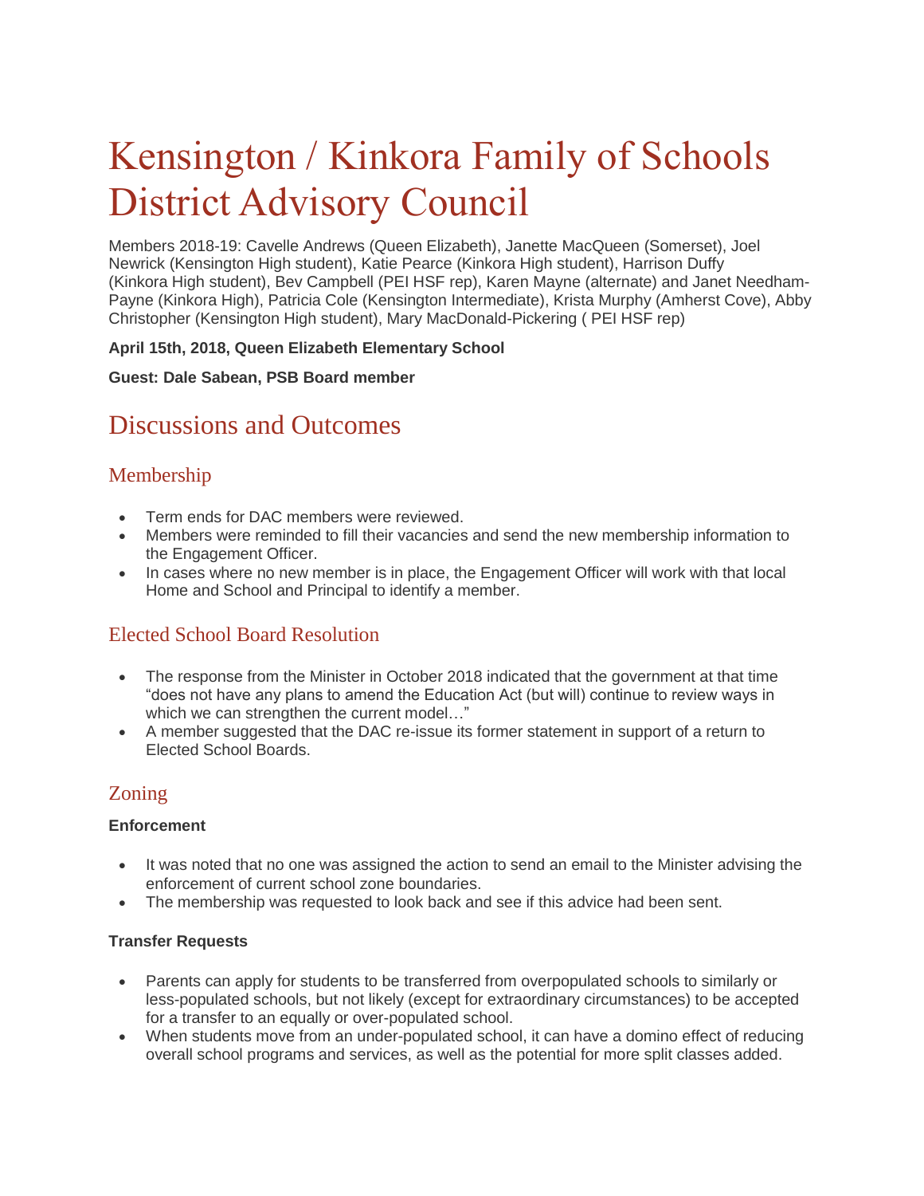# Kensington / Kinkora Family of Schools District Advisory Council

Members 2018-19: Cavelle Andrews (Queen Elizabeth), Janette MacQueen (Somerset), Joel Newrick (Kensington High student), Katie Pearce (Kinkora High student), Harrison Duffy (Kinkora High student), Bev Campbell (PEI HSF rep), Karen Mayne (alternate) and Janet Needham-Payne (Kinkora High), Patricia Cole (Kensington Intermediate), Krista Murphy (Amherst Cove), Abby Christopher (Kensington High student), Mary MacDonald-Pickering ( PEI HSF rep)

**April 15th, 2018, Queen Elizabeth Elementary School**

**Guest: Dale Sabean, PSB Board member**

## Discussions and Outcomes

### Membership

- Term ends for DAC members were reviewed.
- Members were reminded to fill their vacancies and send the new membership information to the Engagement Officer.
- In cases where no new member is in place, the Engagement Officer will work with that local Home and School and Principal to identify a member.

### Elected School Board Resolution

- The response from the Minister in October 2018 indicated that the government at that time "does not have any plans to amend the Education Act (but will) continue to review ways in which we can strengthen the current model…"
- A member suggested that the DAC re-issue its former statement in support of a return to Elected School Boards.

### Zoning

**Enforcement**

- It was noted that no one was assigned the action to send an email to the Minister advising the enforcement of current school zone boundaries.
- The membership was requested to look back and see if this advice had been sent.

**Transfer Requests**

- Parents can apply for students to be transferred from overpopulated schools to similarly or less-populated schools, but not likely (except for extraordinary circumstances) to be accepted for a transfer to an equally or over-populated school.
- When students move from an under-populated school, it can have a domino effect of reducing overall school programs and services, as well as the potential for more split classes added.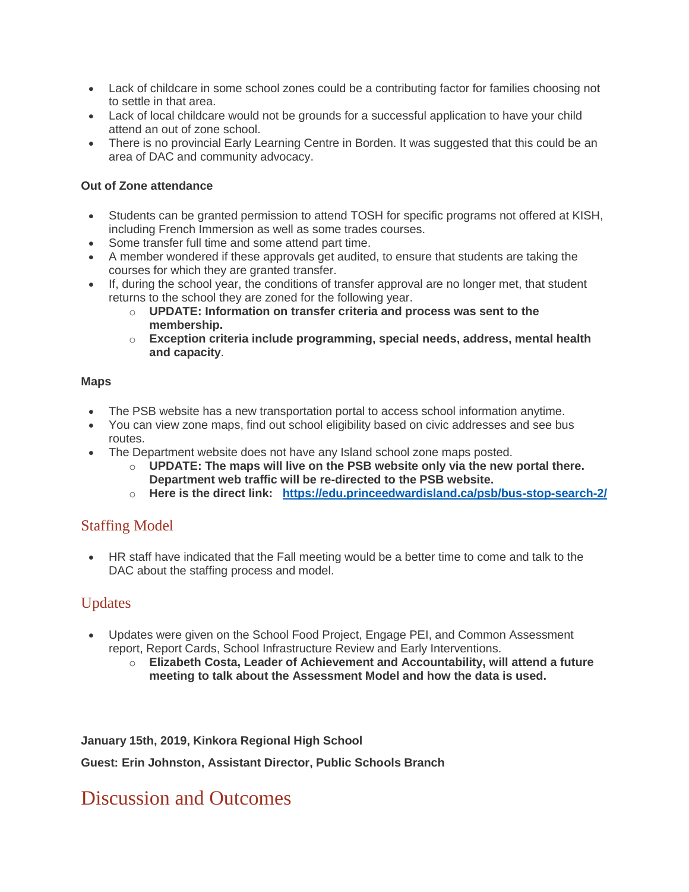- Lack of childcare in some school zones could be a contributing factor for families choosing not to settle in that area.
- Lack of local childcare would not be grounds for a successful application to have your child attend an out of zone school.
- There is no provincial Early Learning Centre in Borden. It was suggested that this could be an area of DAC and community advocacy.

**Out of Zone attendance**

- Students can be granted permission to attend TOSH for specific programs not offered at KISH, including French Immersion as well as some trades courses.
- Some transfer full time and some attend part time.
- A member wondered if these approvals get audited, to ensure that students are taking the courses for which they are granted transfer.
- If, during the school year, the conditions of transfer approval are no longer met, that student returns to the school they are zoned for the following year.
  - **UPDATE: Information on transfer criteria and process was sent to the membership.**
  - **Exception criteria include programming, special needs, address, mental health and capacity**.

**Maps**

- The PSB website has a new transportation portal to access school information anytime.
- You can view zone maps, find out school eligibility based on civic addresses and see bus routes.
- The Department website does not have any Island school zone maps posted.
  - **UPDATE: The maps will live on the PSB website only via the new portal there. Department web traffic will be re-directed to the PSB website.**
  - **Here is the direct link: [https://edu.princeedwardisland.ca/psb/bus-stop-search-2/](https://edu.princeedwardisland.ca/psb/bus-stop-search-2/)**

## Staffing Model

- HR staff have indicated that the Fall meeting would be a better time to come and talk to the DAC about the staffing process and model.

## Updates

- Updates were given on the School Food Project, Engage PEI, and Common Assessment report, Report Cards, School Infrastructure Review and Early Interventions.
  - **Elizabeth Costa, Leader of Achievement and Accountability, will attend a future meeting to talk about the Assessment Model and how the data is used.**

**January 15th, 2019, Kinkora Regional High School**

**Guest: Erin Johnston, Assistant Director, Public Schools Branch**

# Discussion and Outcomes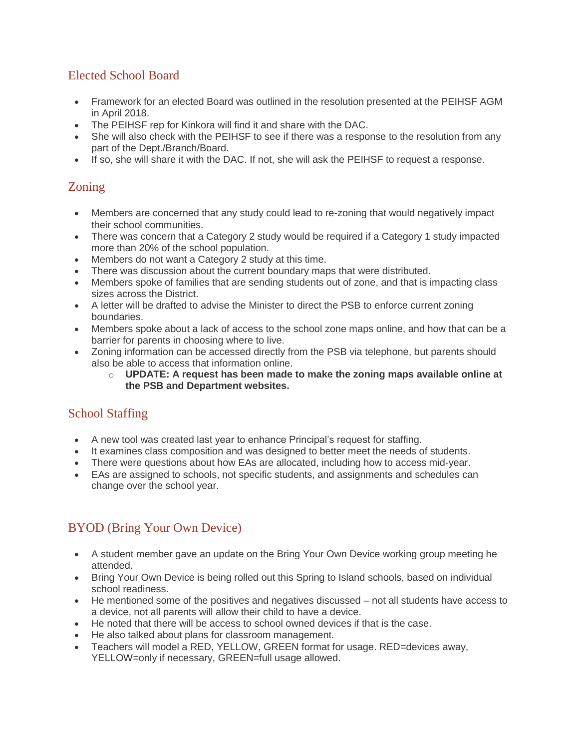## Elected School Board

- Framework for an elected Board was outlined in the resolution presented at the PEIHSF AGM in April 2018.
- The PEIHSF rep for Kinkora will find it and share with the DAC.
- She will also check with the PEIHSF to see if there was a response to the resolution from any part of the Dept./Branch/Board.
- If so, she will share it with the DAC. If not, she will ask the PEIHSF to request a response.

## Zoning

- Members are concerned that any study could lead to re-zoning that would negatively impact their school communities.
- There was concern that a Category 2 study would be required if a Category 1 study impacted more than 20% of the school population.
- Members do not want a Category 2 study at this time.
- There was discussion about the current boundary maps that were distributed.
- Members spoke of families that are sending students out of zone, and that is impacting class sizes across the District.
- A letter will be drafted to advise the Minister to direct the PSB to enforce current zoning boundaries.
- Members spoke about a lack of access to the school zone maps online, and how that can be a barrier for parents in choosing where to live.
- Zoning information can be accessed directly from the PSB via telephone, but parents should also be able to access that information online.
  - **UPDATE: A request has been made to make the zoning maps available online at the PSB and Department websites.**

## School Staffing

- A new tool was created last year to enhance Principal's request for staffing.
- It examines class composition and was designed to better meet the needs of students.
- There were questions about how EAs are allocated, including how to access mid-year.
- EAs are assigned to schools, not specific students, and assignments and schedules can change over the school year.

## BYOD (Bring Your Own Device)

- A student member gave an update on the Bring Your Own Device working group meeting he attended.
- Bring Your Own Device is being rolled out this Spring to Island schools, based on individual school readiness.
- He mentioned some of the positives and negatives discussed – not all students have access to a device, not all parents will allow their child to have a device.
- He noted that there will be access to school owned devices if that is the case.
- He also talked about plans for classroom management.
- Teachers will model a RED, YELLOW, GREEN format for usage. RED=devices away, YELLOW=only if necessary, GREEN=full usage allowed.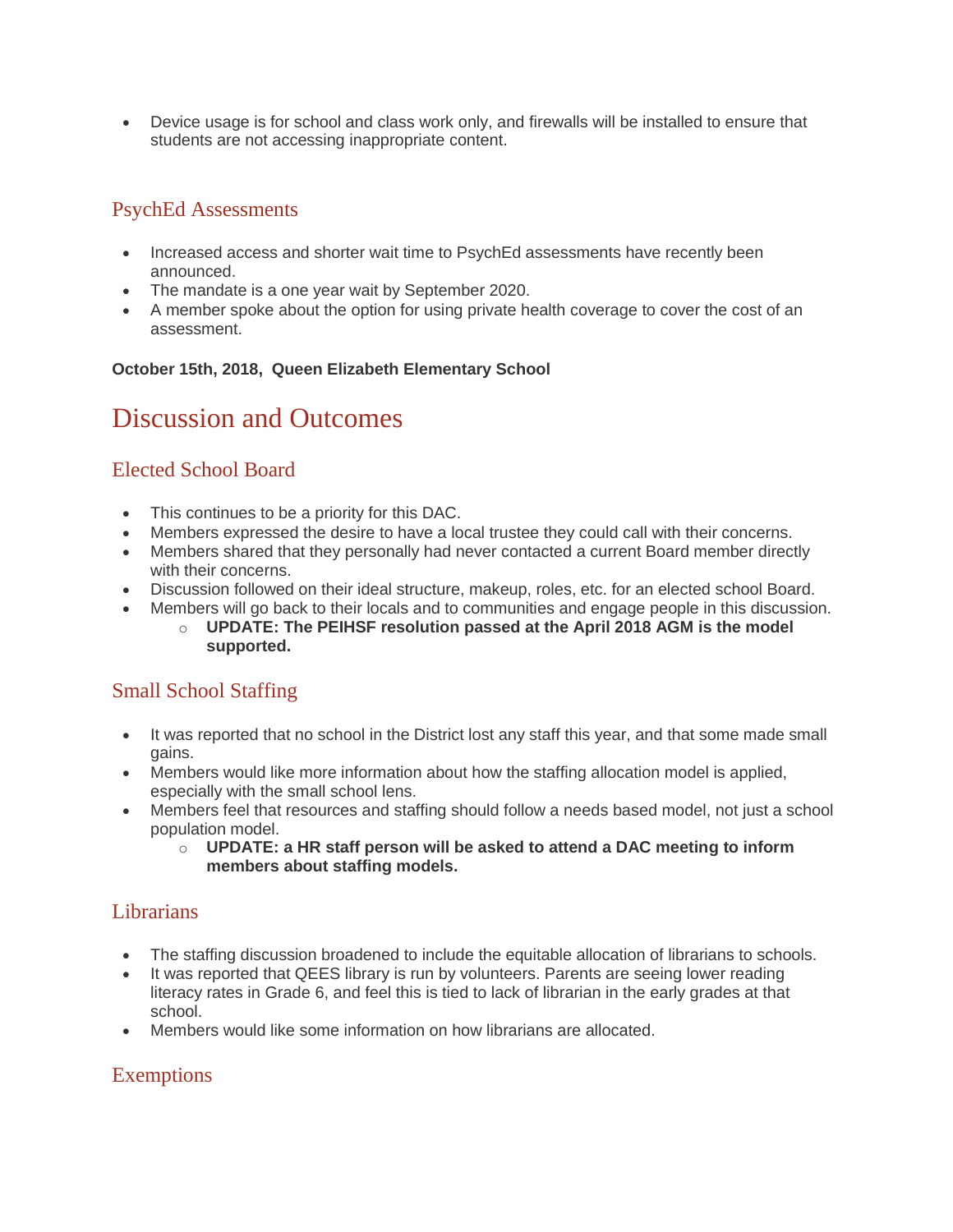- Device usage is for school and class work only, and firewalls will be installed to ensure that students are not accessing inappropriate content.

### PsychEd Assessments

- Increased access and shorter wait time to PsychEd assessments have recently been announced.
- The mandate is a one year wait by September 2020.
- A member spoke about the option for using private health coverage to cover the cost of an assessment.

**October 15th, 2018, Queen Elizabeth Elementary School**

## Discussion and Outcomes

### Elected School Board

- This continues to be a priority for this DAC.
- Members expressed the desire to have a local trustee they could call with their concerns.
- Members shared that they personally had never contacted a current Board member directly with their concerns.
- Discussion followed on their ideal structure, makeup, roles, etc. for an elected school Board.
- Members will go back to their locals and to communities and engage people in this discussion.
    - **UPDATE: The PEIHSF resolution passed at the April 2018 AGM is the model supported.**

### Small School Staffing

- It was reported that no school in the District lost any staff this year, and that some made small gains.
- Members would like more information about how the staffing allocation model is applied, especially with the small school lens.
- Members feel that resources and staffing should follow a needs based model, not just a school population model.
    - **UPDATE: a HR staff person will be asked to attend a DAC meeting to inform members about staffing models.**

### Librarians

- The staffing discussion broadened to include the equitable allocation of librarians to schools.
- It was reported that QEES library is run by volunteers. Parents are seeing lower reading literacy rates in Grade 6, and feel this is tied to lack of librarian in the early grades at that school.
- Members would like some information on how librarians are allocated.

### Exemptions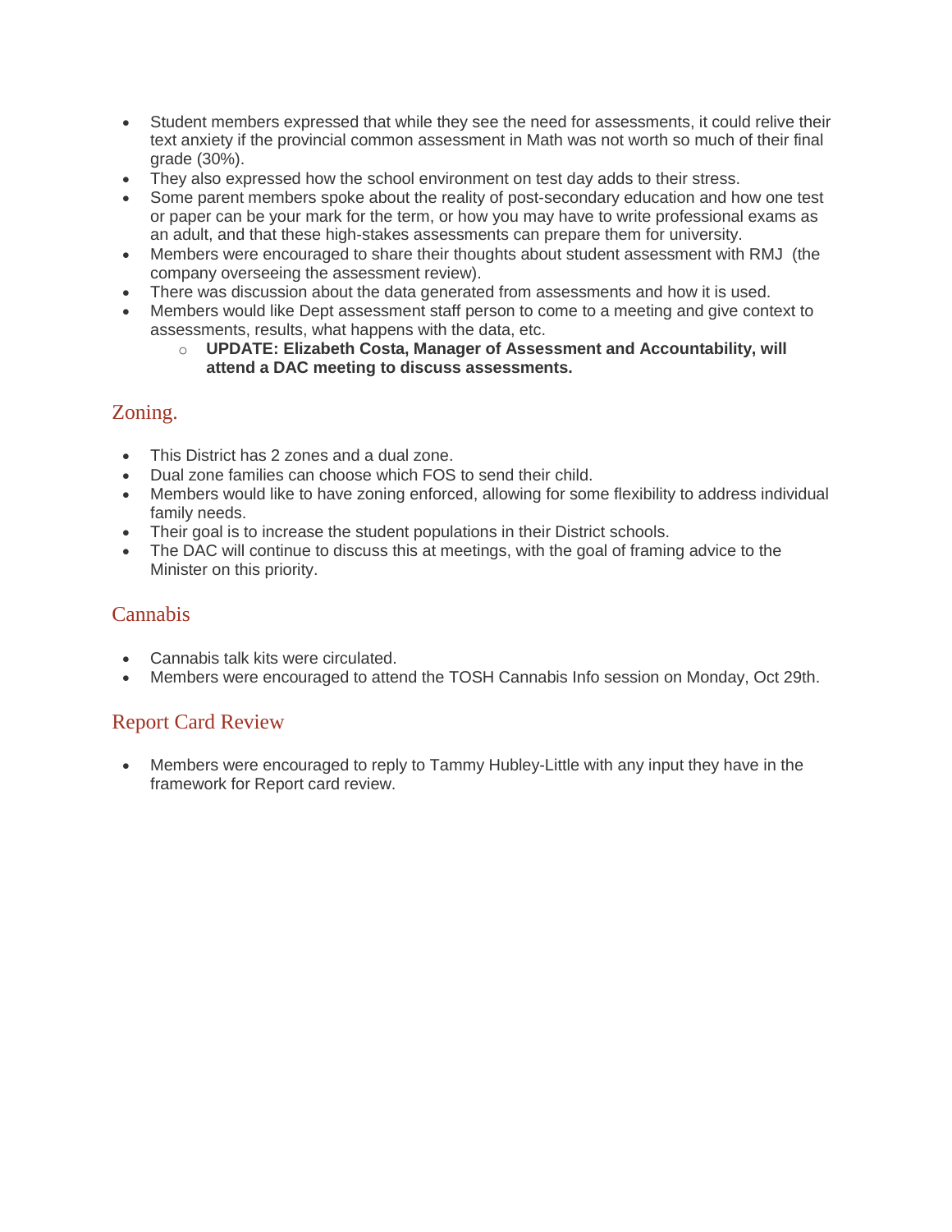- Student members expressed that while they see the need for assessments, it could relive their text anxiety if the provincial common assessment in Math was not worth so much of their final grade (30%).
- They also expressed how the school environment on test day adds to their stress.
- Some parent members spoke about the reality of post-secondary education and how one test or paper can be your mark for the term, or how you may have to write professional exams as an adult, and that these high-stakes assessments can prepare them for university.
- Members were encouraged to share their thoughts about student assessment with RMJ (the company overseeing the assessment review).
- There was discussion about the data generated from assessments and how it is used.
- Members would like Dept assessment staff person to come to a meeting and give context to assessments, results, what happens with the data, etc.
    - **UPDATE: Elizabeth Costa, Manager of Assessment and Accountability, will attend a DAC meeting to discuss assessments.**

## Zoning.

- This District has 2 zones and a dual zone.
- Dual zone families can choose which FOS to send their child.
- Members would like to have zoning enforced, allowing for some flexibility to address individual family needs.
- Their goal is to increase the student populations in their District schools.
- The DAC will continue to discuss this at meetings, with the goal of framing advice to the Minister on this priority.

## Cannabis

- Cannabis talk kits were circulated.
- Members were encouraged to attend the TOSH Cannabis Info session on Monday, Oct 29th.

## Report Card Review

- Members were encouraged to reply to Tammy Hubley-Little with any input they have in the framework for Report card review.